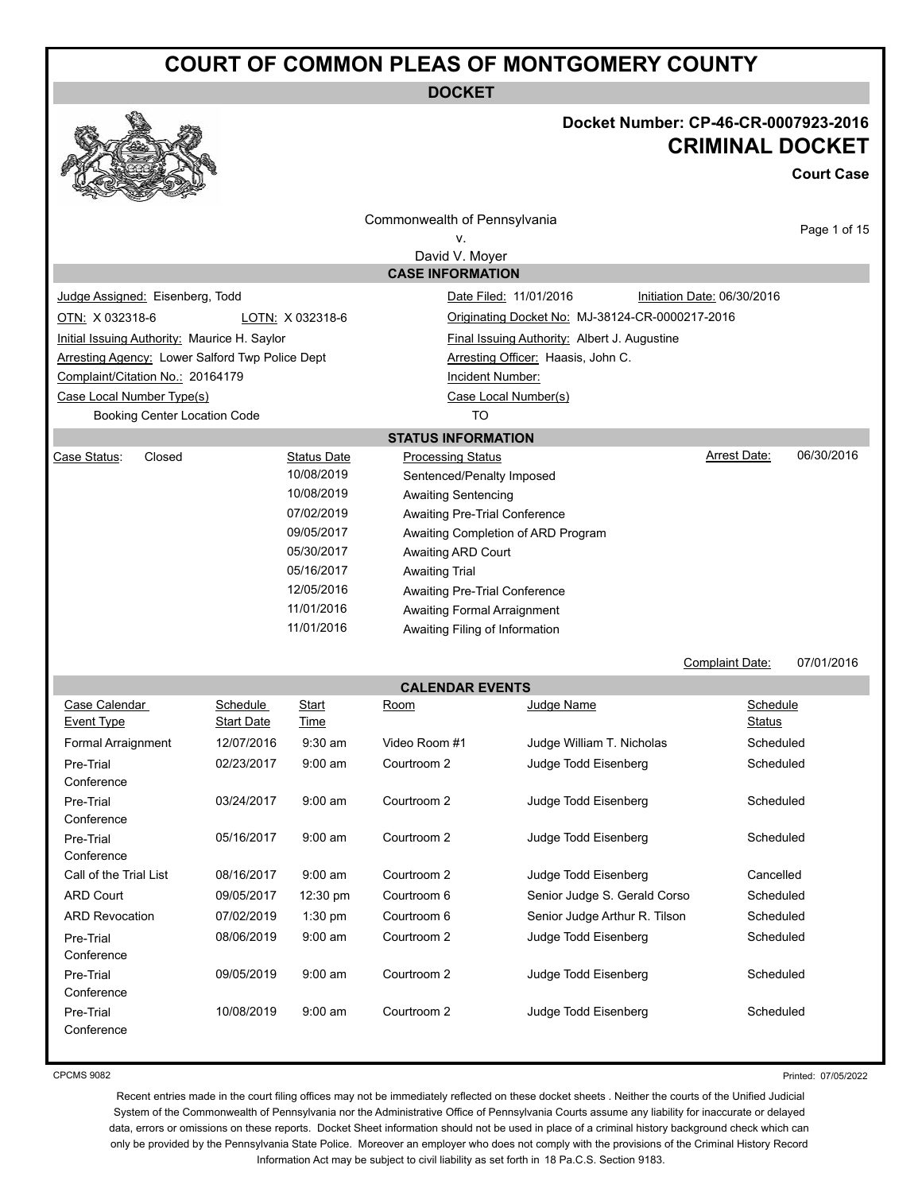# COURT OF COMMON PLEAS OF MONTGOMERY COUNTY

## DOCKET

**Docket Number: CP-46-CR-0007923-2016**

## CRIMINAL DOCKET

**Court Case**

Commonwealth of Pennsylvania
v.
David V. Moyer

### CASE INFORMATION

Judge Assigned: Eisenberg, Todd

Date Filed: 11/01/2016

Initiation Date: 06/30/2016

OTN: X 032318-6

LOTN: X 032318-6

Originating Docket No: MJ-38124-CR-0000217-2016

Initial Issuing Authority: Maurice H. Saylor

Final Issuing Authority: Albert J. Augustine

Arresting Agency: Lower Salford Twp Police Dept

Arresting Officer: Haasis, John C.

Complaint/Citation No.: 20164179

Incident Number:

| Case Local Number Type(s) | Case Local Number(s) |
|---|---|
| Booking Center Location Code | TO |

### STATUS INFORMATION

Case Status: Closed

Arrest Date: 06/30/2016

| Status Date | Processing Status |
|---|---|
| 10/08/2019 | Sentenced/Penalty Imposed |
| 10/08/2019 | Awaiting Sentencing |
| 07/02/2019 | Awaiting Pre-Trial Conference |
| 09/05/2017 | Awaiting Completion of ARD Program |
| 05/30/2017 | Awaiting ARD Court |
| 05/16/2017 | Awaiting Trial |
| 12/05/2016 | Awaiting Pre-Trial Conference |
| 11/01/2016 | Awaiting Formal Arraignment |
| 11/01/2016 | Awaiting Filing of Information |

Complaint Date: 07/01/2016

### CALENDAR EVENTS

| Case Calendar Event Type | Schedule Start Date | Start Time | Room | Judge Name | Schedule Status |
|---|---|---|---|---|---|
| Formal Arraignment | 12/07/2016 | 9:30 am | Video Room #1 | Judge William T. Nicholas | Scheduled |
| Pre-Trial Conference | 02/23/2017 | 9:00 am | Courtroom 2 | Judge Todd Eisenberg | Scheduled |
| Pre-Trial Conference | 03/24/2017 | 9:00 am | Courtroom 2 | Judge Todd Eisenberg | Scheduled |
| Pre-Trial Conference | 05/16/2017 | 9:00 am | Courtroom 2 | Judge Todd Eisenberg | Scheduled |
| Call of the Trial List | 08/16/2017 | 9:00 am | Courtroom 2 | Judge Todd Eisenberg | Cancelled |
| ARD Court | 09/05/2017 | 12:30 pm | Courtroom 6 | Senior Judge S. Gerald Corso | Scheduled |
| ARD Revocation | 07/02/2019 | 1:30 pm | Courtroom 6 | Senior Judge Arthur R. Tilson | Scheduled |
| Pre-Trial Conference | 08/06/2019 | 9:00 am | Courtroom 2 | Judge Todd Eisenberg | Scheduled |
| Pre-Trial Conference | 09/05/2019 | 9:00 am | Courtroom 2 | Judge Todd Eisenberg | Scheduled |
| Pre-Trial Conference | 10/08/2019 | 9:00 am | Courtroom 2 | Judge Todd Eisenberg | Scheduled |

CPCMS 9082

Printed: 07/05/2022

Recent entries made in the court filing offices may not be immediately reflected on these docket sheets . Neither the courts of the Unified Judicial System of the Commonwealth of Pennsylvania nor the Administrative Office of Pennsylvania Courts assume any liability for inaccurate or delayed data, errors or omissions on these reports. Docket Sheet information should not be used in place of a criminal history background check which can only be provided by the Pennsylvania State Police. Moreover an employer who does not comply with the provisions of the Criminal History Record Information Act may be subject to civil liability as set forth in 18 Pa.C.S. Section 9183.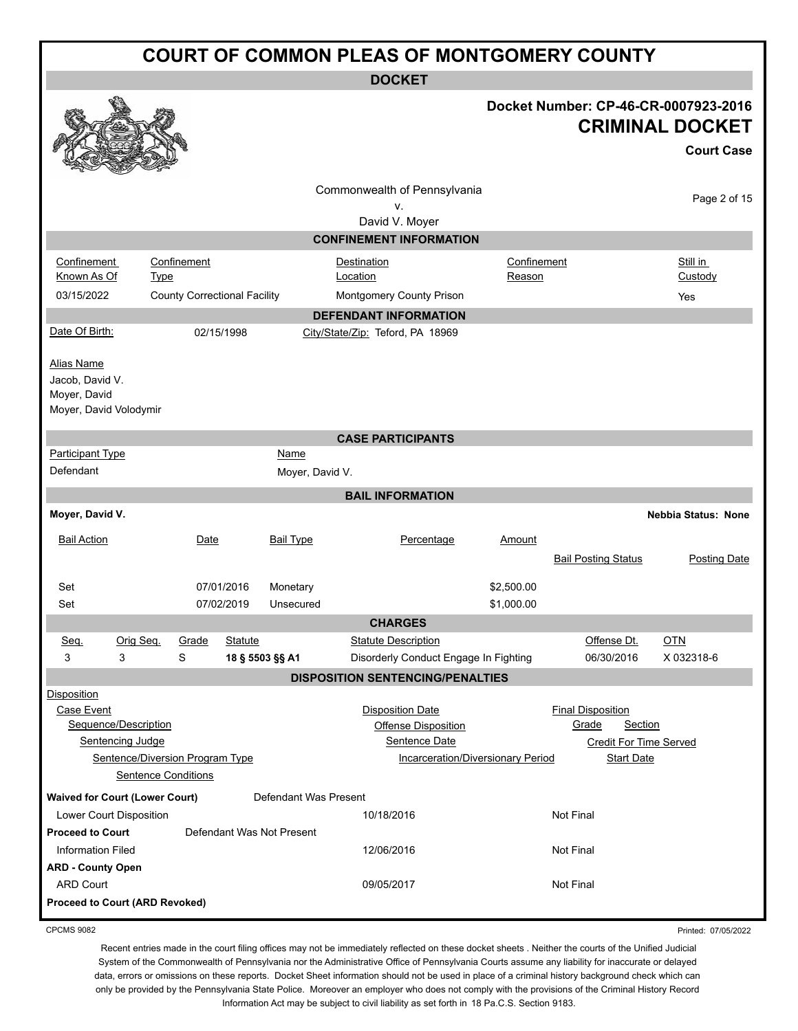# COURT OF COMMON PLEAS OF MONTGOMERY COUNTY

## DOCKET

**Docket Number: CP-46-CR-0007923-2016**

**CRIMINAL DOCKET**

**Court Case**

Commonwealth of Pennsylvania
v.
David V. Moyer

### CONFINEMENT INFORMATION

| Confinement Known As Of | Confinement Type | Destination Location | Confinement Reason | Still in Custody |
|---|---|---|---|---|
| 03/15/2022 | County Correctional Facility | Montgomery County Prison | | Yes |

### DEFENDANT INFORMATION

Date Of Birth: 02/15/1998 City/State/Zip: Teford, PA 18969

Alias Name
Jacob, David V.
Moyer, David
Moyer, David Volodymir

### CASE PARTICIPANTS

| Participant Type | Name |
|---|---|
| Defendant | Moyer, David V. |

### BAIL INFORMATION

**Moyer, David V.** **Nebbia Status: None**

| Bail Action | Date | Bail Type | Percentage | Amount | Bail Posting Status | Posting Date |
|---|---|---|---|---|---|---|
| Set | 07/01/2016 | Monetary | | $2,500.00 | | |
| Set | 07/02/2019 | Unsecured | | $1,000.00 | | |

### CHARGES

| Seq. | Orig Seq. | Grade | Statute | Statute Description | Offense Dt. | OTN |
|---|---|---|---|---|---|---|
| 3 | 3 | S | **18 § 5503 §§ A1** | Disorderly Conduct Engage In Fighting | 06/30/2016 | X 032318-6 |

### DISPOSITION SENTENCING/PENALTIES

Disposition
- Case Event
  - Sequence/Description
    - Sentencing Judge
      - Sentence/Diversion Program Type
        - Sentence Conditions

Disposition Date / Offense Disposition / Sentence Date / Incarceration/Diversionary Period

Final Disposition / Grade / Section / Credit For Time Served / Start Date

| Disposition / Case Event | Disposition Date | Final Disposition |
|---|---|---|
| **Waived for Court (Lower Court)** — Defendant Was Present | | |
| Lower Court Disposition | 10/18/2016 | Not Final |
| **Proceed to Court** — Defendant Was Not Present | | |
| Information Filed | 12/06/2016 | Not Final |
| **ARD - County Open** | | |
| ARD Court | 09/05/2017 | Not Final |
| **Proceed to Court (ARD Revoked)** | | |

CPCMS 9082 Printed: 07/05/2022

Recent entries made in the court filing offices may not be immediately reflected on these docket sheets . Neither the courts of the Unified Judicial System of the Commonwealth of Pennsylvania nor the Administrative Office of Pennsylvania Courts assume any liability for inaccurate or delayed data, errors or omissions on these reports. Docket Sheet information should not be used in place of a criminal history background check which can only be provided by the Pennsylvania State Police. Moreover an employer who does not comply with the provisions of the Criminal History Record Information Act may be subject to civil liability as set forth in 18 Pa.C.S. Section 9183.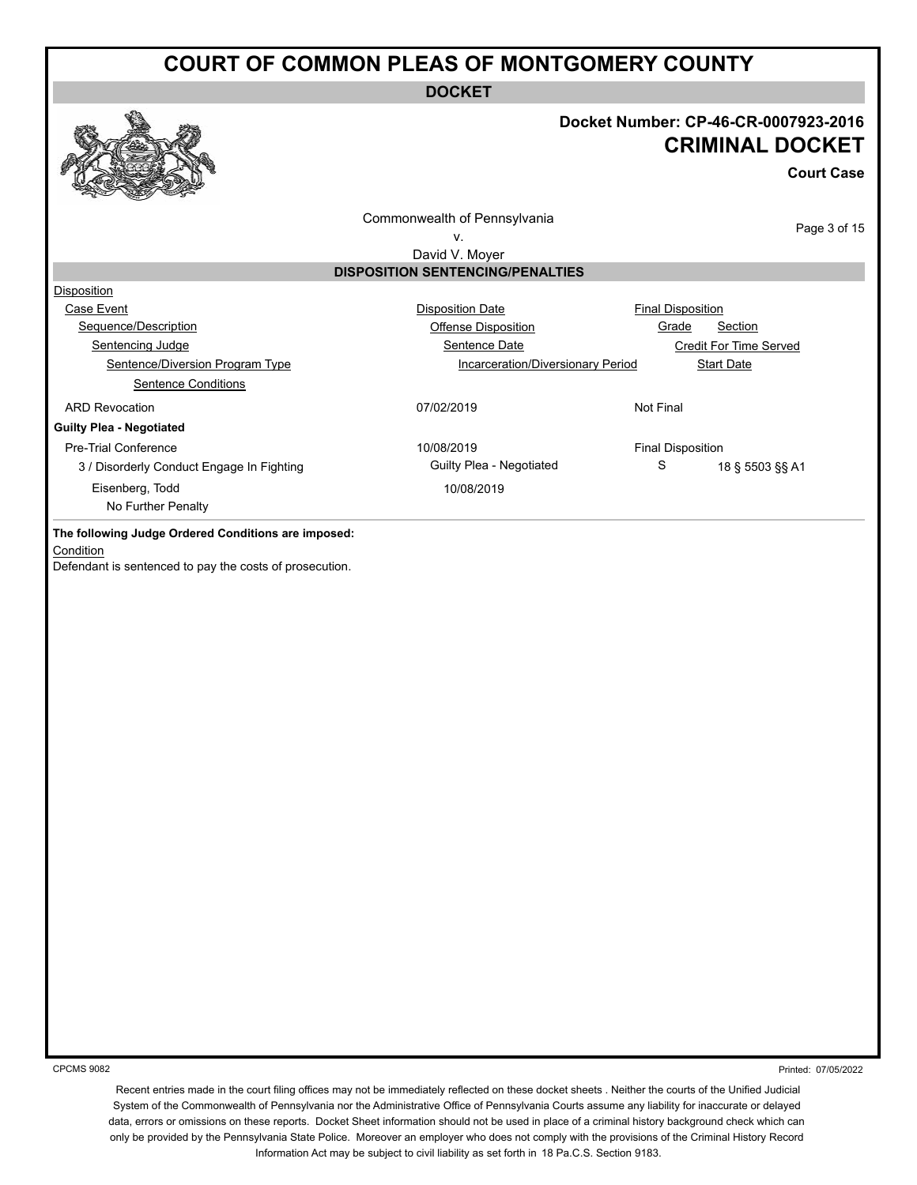# COURT OF COMMON PLEAS OF MONTGOMERY COUNTY

**DOCKET**

**Docket Number: CP-46-CR-0007923-2016**

## CRIMINAL DOCKET

**Court Case**

Commonwealth of Pennsylvania
v.
David V. Moyer

### DISPOSITION SENTENCING/PENALTIES

| Disposition | | |
|---|---|---|
| Case Event | Disposition Date | Final Disposition |
| Sequence/Description | Offense Disposition | Grade / Section |
| Sentencing Judge | Sentence Date | Credit For Time Served |
| Sentence/Diversion Program Type | Incarceration/Diversionary Period | Start Date |
| Sentence Conditions | | |
| ARD Revocation | 07/02/2019 | Not Final |
| **Guilty Plea - Negotiated** | | |
| Pre-Trial Conference | 10/08/2019 | Final Disposition |
| 3 / Disorderly Conduct Engage In Fighting | Guilty Plea - Negotiated | S / 18 § 5503 §§ A1 |
| Eisenberg, Todd | 10/08/2019 | |
| No Further Penalty | | |

**The following Judge Ordered Conditions are imposed:**

Condition

Defendant is sentenced to pay the costs of prosecution.

CPCMS 9082

Printed: 07/05/2022

Recent entries made in the court filing offices may not be immediately reflected on these docket sheets . Neither the courts of the Unified Judicial System of the Commonwealth of Pennsylvania nor the Administrative Office of Pennsylvania Courts assume any liability for inaccurate or delayed data, errors or omissions on these reports. Docket Sheet information should not be used in place of a criminal history background check which can only be provided by the Pennsylvania State Police. Moreover an employer who does not comply with the provisions of the Criminal History Record Information Act may be subject to civil liability as set forth in 18 Pa.C.S. Section 9183.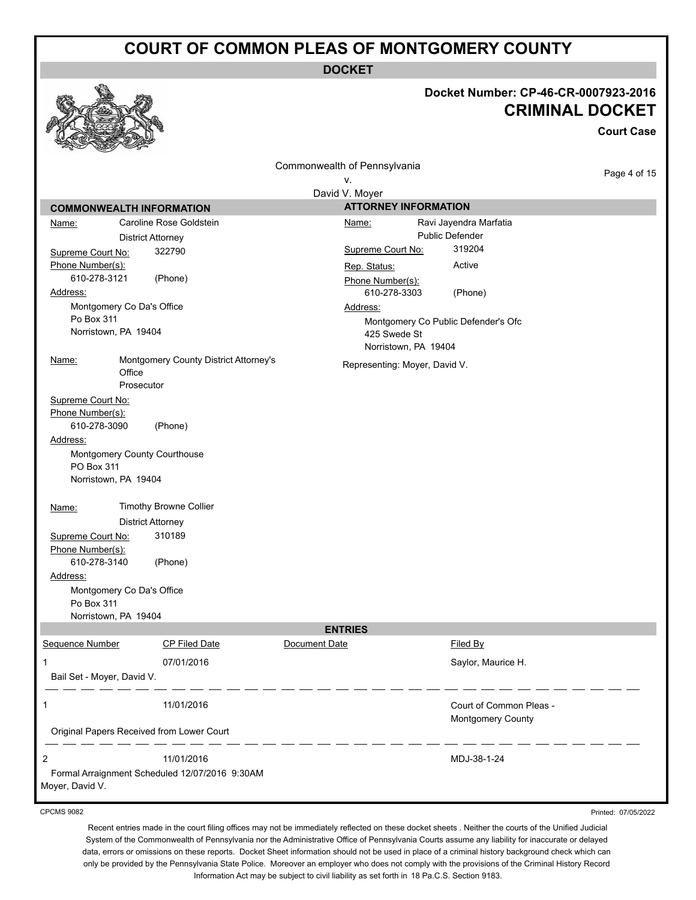# COURT OF COMMON PLEAS OF MONTGOMERY COUNTY

**DOCKET**

**Docket Number: CP-46-CR-0007923-2016**

**CRIMINAL DOCKET**

**Court Case**

Commonwealth of Pennsylvania
v.
David V. Moyer

## COMMONWEALTH INFORMATION

**Name:** Caroline Rose Goldstein
District Attorney
**Supreme Court No:** 322790
**Phone Number(s):**
610-278-3121 (Phone)
**Address:**
Montgomery Co Da's Office
Po Box 311
Norristown, PA 19404

**Name:** Montgomery County District Attorney's Office
Prosecutor
**Supreme Court No:**
**Phone Number(s):**
610-278-3090 (Phone)
**Address:**
Montgomery County Courthouse
PO Box 311
Norristown, PA 19404

**Name:** Timothy Browne Collier
District Attorney
**Supreme Court No:** 310189
**Phone Number(s):**
610-278-3140 (Phone)
**Address:**
Montgomery Co Da's Office
Po Box 311
Norristown, PA 19404

## ATTORNEY INFORMATION

**Name:** Ravi Jayendra Marfatia
Public Defender
**Supreme Court No:** 319204
**Rep. Status:** Active
**Phone Number(s):**
610-278-3303 (Phone)
**Address:**
Montgomery Co Public Defender's Ofc
425 Swede St
Norristown, PA 19404

Representing: Moyer, David V.

## ENTRIES

| Sequence Number | CP Filed Date | Document Date | Filed By |
|---|---|---|---|
| 1 | 07/01/2016 | | Saylor, Maurice H. |
| Bail Set - Moyer, David V. | | | |
| 1 | 11/01/2016 | | Court of Common Pleas - Montgomery County |
| Original Papers Received from Lower Court | | | |
| 2 | 11/01/2016 | | MDJ-38-1-24 |
| Formal Arraignment Scheduled 12/07/2016 9:30AM Moyer, David V. | | | |

CPCMS 9082

Printed: 07/05/2022

Recent entries made in the court filing offices may not be immediately reflected on these docket sheets . Neither the courts of the Unified Judicial System of the Commonwealth of Pennsylvania nor the Administrative Office of Pennsylvania Courts assume any liability for inaccurate or delayed data, errors or omissions on these reports. Docket Sheet information should not be used in place of a criminal history background check which can only be provided by the Pennsylvania State Police. Moreover an employer who does not comply with the provisions of the Criminal History Record Information Act may be subject to civil liability as set forth in 18 Pa.C.S. Section 9183.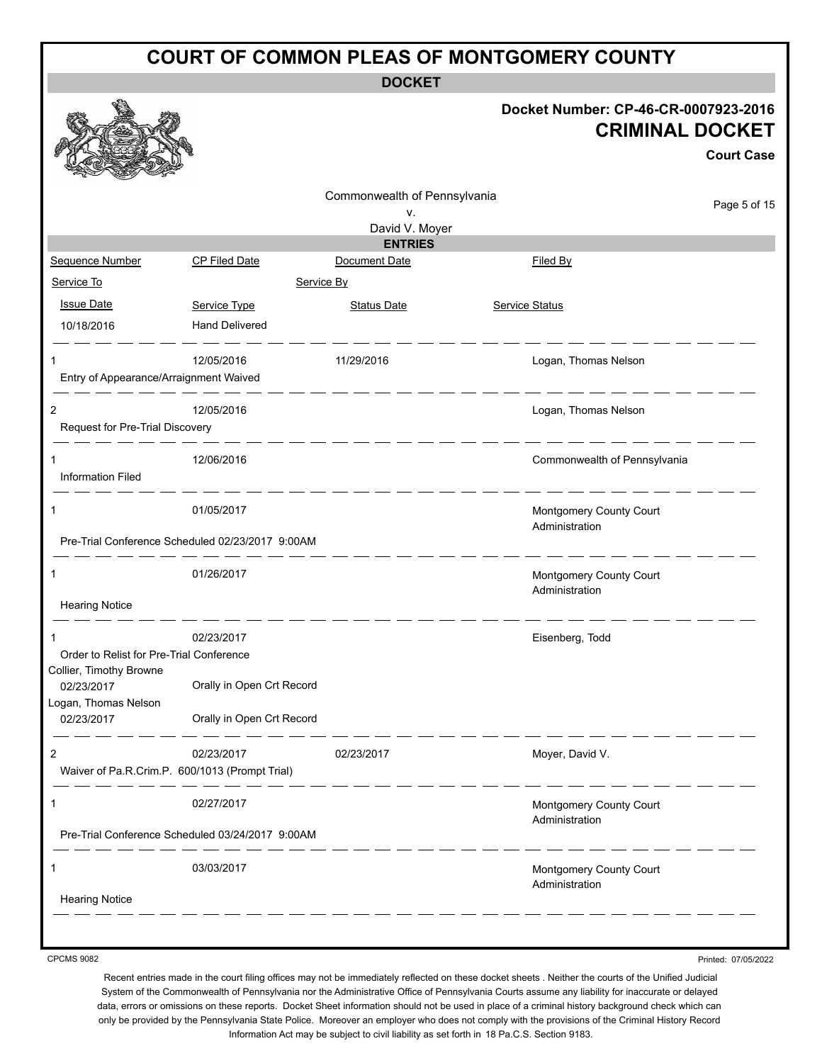# COURT OF COMMON PLEAS OF MONTGOMERY COUNTY

**DOCKET**

**Docket Number: CP-46-CR-0007923-2016**

**CRIMINAL DOCKET**

**Court Case**

Commonwealth of Pennsylvania
v.
David V. Moyer

**ENTRIES**

| Sequence Number | CP Filed Date | Document Date | Filed By |
|---|---|---|---|
| Service To | | Service By | |
| Issue Date | Service Type | Status Date | Service Status |
| 10/18/2016 | Hand Delivered | | |
| 1<br>Entry of Appearance/Arraignment Waived | 12/05/2016 | 11/29/2016 | Logan, Thomas Nelson |
| 2<br>Request for Pre-Trial Discovery | 12/05/2016 | | Logan, Thomas Nelson |
| 1<br>Information Filed | 12/06/2016 | | Commonwealth of Pennsylvania |
| 1<br>Pre-Trial Conference Scheduled 02/23/2017 9:00AM | 01/05/2017 | | Montgomery County Court Administration |
| 1<br>Hearing Notice | 01/26/2017 | | Montgomery County Court Administration |
| 1<br>Order to Relist for Pre-Trial Conference | 02/23/2017 | | Eisenberg, Todd |
| Collier, Timothy Browne | | | |
| 02/23/2017 | Orally in Open Crt Record | | |
| Logan, Thomas Nelson | | | |
| 02/23/2017 | Orally in Open Crt Record | | |
| 2<br>Waiver of Pa.R.Crim.P. 600/1013 (Prompt Trial) | 02/23/2017 | 02/23/2017 | Moyer, David V. |
| 1<br>Pre-Trial Conference Scheduled 03/24/2017 9:00AM | 02/27/2017 | | Montgomery County Court Administration |
| 1<br>Hearing Notice | 03/03/2017 | | Montgomery County Court Administration |

CPCMS 9082

Printed: 07/05/2022

Recent entries made in the court filing offices may not be immediately reflected on these docket sheets . Neither the courts of the Unified Judicial System of the Commonwealth of Pennsylvania nor the Administrative Office of Pennsylvania Courts assume any liability for inaccurate or delayed data, errors or omissions on these reports. Docket Sheet information should not be used in place of a criminal history background check which can only be provided by the Pennsylvania State Police. Moreover an employer who does not comply with the provisions of the Criminal History Record Information Act may be subject to civil liability as set forth in 18 Pa.C.S. Section 9183.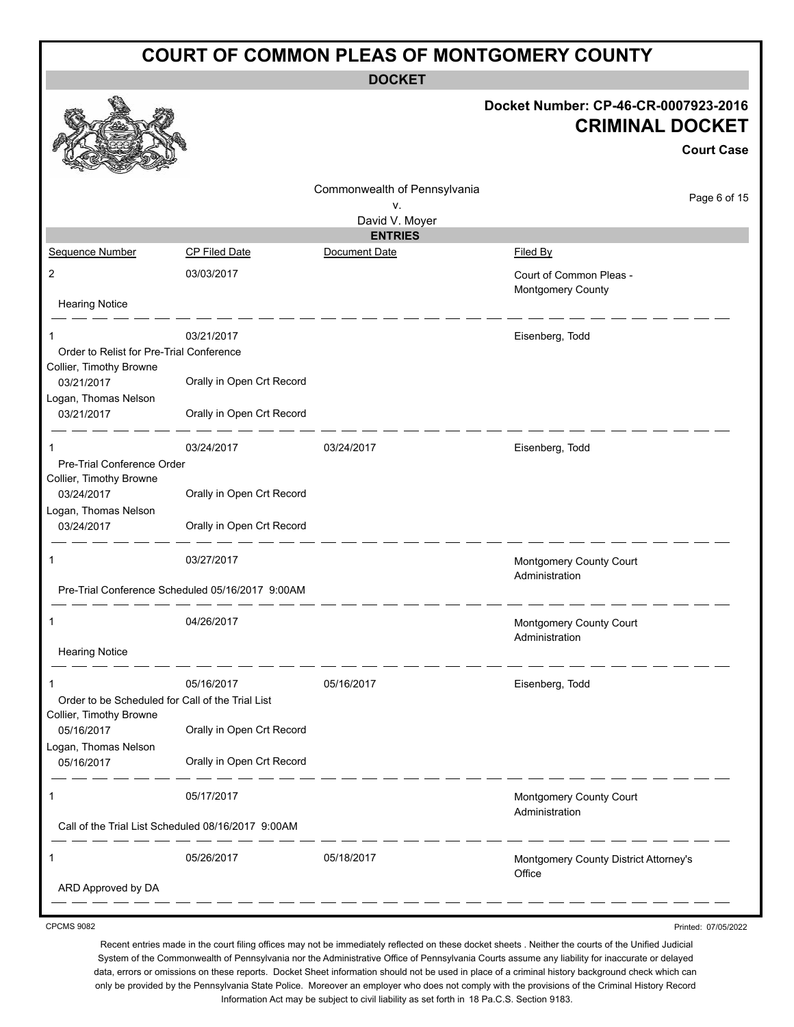# COURT OF COMMON PLEAS OF MONTGOMERY COUNTY

## DOCKET

**Docket Number: CP-46-CR-0007923-2016**

**CRIMINAL DOCKET**

**Court Case**

Commonwealth of Pennsylvania
v.
David V. Moyer

### ENTRIES

| Sequence Number | CP Filed Date | Document Date | Filed By |
|---|---|---|---|
| 2 | 03/03/2017 | | Court of Common Pleas - Montgomery County |
| Hearing Notice | | | |
| 1 | 03/21/2017 | | Eisenberg, Todd |
| Order to Relist for Pre-Trial Conference | | | |
| Collier, Timothy Browne | | | |
| 03/21/2017 | Orally in Open Crt Record | | |
| Logan, Thomas Nelson | | | |
| 03/21/2017 | Orally in Open Crt Record | | |
| 1 | 03/24/2017 | 03/24/2017 | Eisenberg, Todd |
| Pre-Trial Conference Order | | | |
| Collier, Timothy Browne | | | |
| 03/24/2017 | Orally in Open Crt Record | | |
| Logan, Thomas Nelson | | | |
| 03/24/2017 | Orally in Open Crt Record | | |
| 1 | 03/27/2017 | | Montgomery County Court Administration |
| Pre-Trial Conference Scheduled 05/16/2017 9:00AM | | | |
| 1 | 04/26/2017 | | Montgomery County Court Administration |
| Hearing Notice | | | |
| 1 | 05/16/2017 | 05/16/2017 | Eisenberg, Todd |
| Order to be Scheduled for Call of the Trial List | | | |
| Collier, Timothy Browne | | | |
| 05/16/2017 | Orally in Open Crt Record | | |
| Logan, Thomas Nelson | | | |
| 05/16/2017 | Orally in Open Crt Record | | |
| 1 | 05/17/2017 | | Montgomery County Court Administration |
| Call of the Trial List Scheduled 08/16/2017 9:00AM | | | |
| 1 | 05/26/2017 | 05/18/2017 | Montgomery County District Attorney's Office |
| ARD Approved by DA | | | |

CPCMS 9082

Printed: 07/05/2022

Recent entries made in the court filing offices may not be immediately reflected on these docket sheets . Neither the courts of the Unified Judicial System of the Commonwealth of Pennsylvania nor the Administrative Office of Pennsylvania Courts assume any liability for inaccurate or delayed data, errors or omissions on these reports. Docket Sheet information should not be used in place of a criminal history background check which can only be provided by the Pennsylvania State Police. Moreover an employer who does not comply with the provisions of the Criminal History Record Information Act may be subject to civil liability as set forth in 18 Pa.C.S. Section 9183.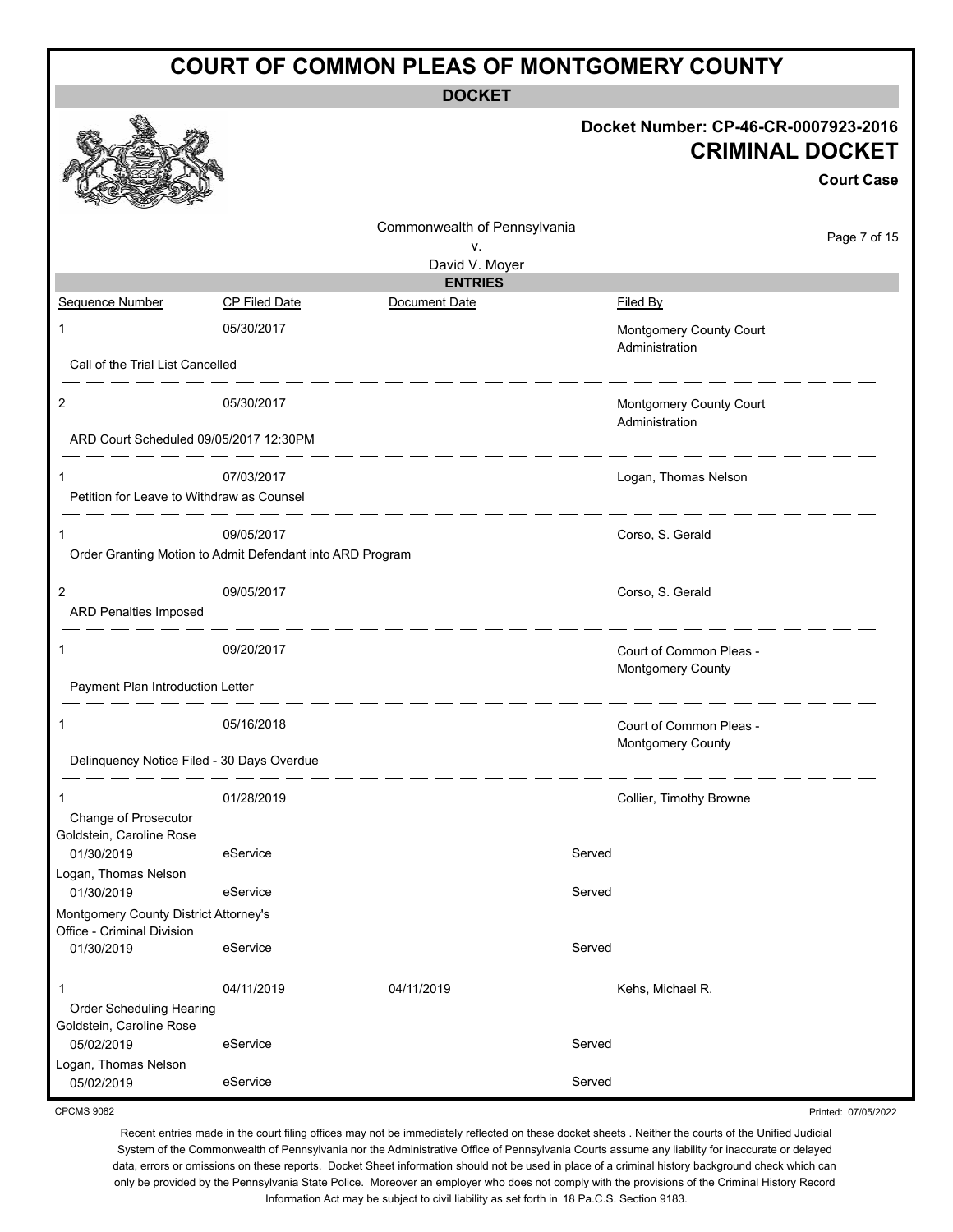# COURT OF COMMON PLEAS OF MONTGOMERY COUNTY

**DOCKET**

**Docket Number: CP-46-CR-0007923-2016**

**CRIMINAL DOCKET**

**Court Case**

Commonwealth of Pennsylvania
v.
David V. Moyer

## ENTRIES

| Sequence Number | CP Filed Date | Document Date | | Filed By |
|---|---|---|---|---|
| 1 | 05/30/2017 | | | Montgomery County Court Administration |
| Call of the Trial List Cancelled | | | | |
| 2 | 05/30/2017 | | | Montgomery County Court Administration |
| ARD Court Scheduled 09/05/2017 12:30PM | | | | |
| 1 | 07/03/2017 | | | Logan, Thomas Nelson |
| Petition for Leave to Withdraw as Counsel | | | | |
| 1 | 09/05/2017 | | | Corso, S. Gerald |
| Order Granting Motion to Admit Defendant into ARD Program | | | | |
| 2 | 09/05/2017 | | | Corso, S. Gerald |
| ARD Penalties Imposed | | | | |
| 1 | 09/20/2017 | | | Court of Common Pleas - Montgomery County |
| Payment Plan Introduction Letter | | | | |
| 1 | 05/16/2018 | | | Court of Common Pleas - Montgomery County |
| Delinquency Notice Filed - 30 Days Overdue | | | | |
| 1 | 01/28/2019 | | | Collier, Timothy Browne |
| Change of Prosecutor | | | | |
| Goldstein, Caroline Rose | | | | |
| 01/30/2019 | eService | | Served | |
| Logan, Thomas Nelson | | | | |
| 01/30/2019 | eService | | Served | |
| Montgomery County District Attorney's Office - Criminal Division | | | | |
| 01/30/2019 | eService | | Served | |
| 1 | 04/11/2019 | 04/11/2019 | | Kehs, Michael R. |
| Order Scheduling Hearing | | | | |
| Goldstein, Caroline Rose | | | | |
| 05/02/2019 | eService | | Served | |
| Logan, Thomas Nelson | | | | |
| 05/02/2019 | eService | | Served | |

CPCMS 9082

Printed: 07/05/2022

Recent entries made in the court filing offices may not be immediately reflected on these docket sheets . Neither the courts of the Unified Judicial System of the Commonwealth of Pennsylvania nor the Administrative Office of Pennsylvania Courts assume any liability for inaccurate or delayed data, errors or omissions on these reports. Docket Sheet information should not be used in place of a criminal history background check which can only be provided by the Pennsylvania State Police. Moreover an employer who does not comply with the provisions of the Criminal History Record Information Act may be subject to civil liability as set forth in 18 Pa.C.S. Section 9183.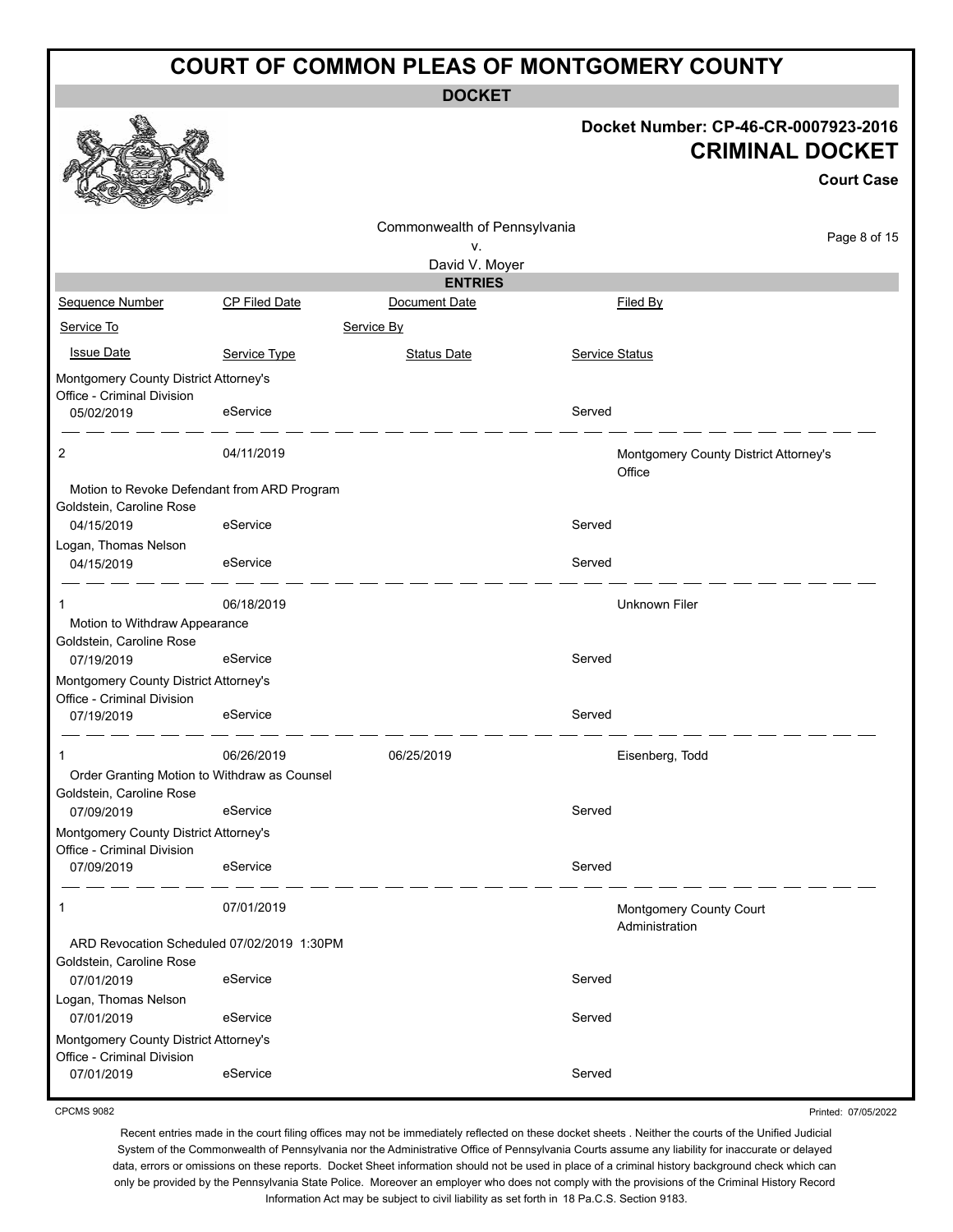# COURT OF COMMON PLEAS OF MONTGOMERY COUNTY

## DOCKET

**Docket Number: CP-46-CR-0007923-2016**

**CRIMINAL DOCKET**

**Court Case**

Commonwealth of Pennsylvania
v.
David V. Moyer

### ENTRIES

| Sequence Number | CP Filed Date | Document Date | Filed By |
|---|---|---|---|
| Service To | | Service By | |
| Issue Date | Service Type | Status Date | Service Status |
| Montgomery County District Attorney's Office - Criminal Division | | | |
| 05/02/2019 | eService | | Served |
| 2 | 04/11/2019 | | Montgomery County District Attorney's Office |
| Motion to Revoke Defendant from ARD Program | | | |
| Goldstein, Caroline Rose | | | |
| 04/15/2019 | eService | | Served |
| Logan, Thomas Nelson | | | |
| 04/15/2019 | eService | | Served |
| 1 | 06/18/2019 | | Unknown Filer |
| Motion to Withdraw Appearance | | | |
| Goldstein, Caroline Rose | | | |
| 07/19/2019 | eService | | Served |
| Montgomery County District Attorney's Office - Criminal Division | | | |
| 07/19/2019 | eService | | Served |
| 1 | 06/26/2019 | 06/25/2019 | Eisenberg, Todd |
| Order Granting Motion to Withdraw as Counsel | | | |
| Goldstein, Caroline Rose | | | |
| 07/09/2019 | eService | | Served |
| Montgomery County District Attorney's Office - Criminal Division | | | |
| 07/09/2019 | eService | | Served |
| 1 | 07/01/2019 | | Montgomery County Court Administration |
| ARD Revocation Scheduled 07/02/2019 1:30PM | | | |
| Goldstein, Caroline Rose | | | |
| 07/01/2019 | eService | | Served |
| Logan, Thomas Nelson | | | |
| 07/01/2019 | eService | | Served |
| Montgomery County District Attorney's Office - Criminal Division | | | |
| 07/01/2019 | eService | | Served |

CPCMS 9082

Printed: 07/05/2022

Recent entries made in the court filing offices may not be immediately reflected on these docket sheets . Neither the courts of the Unified Judicial System of the Commonwealth of Pennsylvania nor the Administrative Office of Pennsylvania Courts assume any liability for inaccurate or delayed data, errors or omissions on these reports. Docket Sheet information should not be used in place of a criminal history background check which can only be provided by the Pennsylvania State Police. Moreover an employer who does not comply with the provisions of the Criminal History Record Information Act may be subject to civil liability as set forth in 18 Pa.C.S. Section 9183.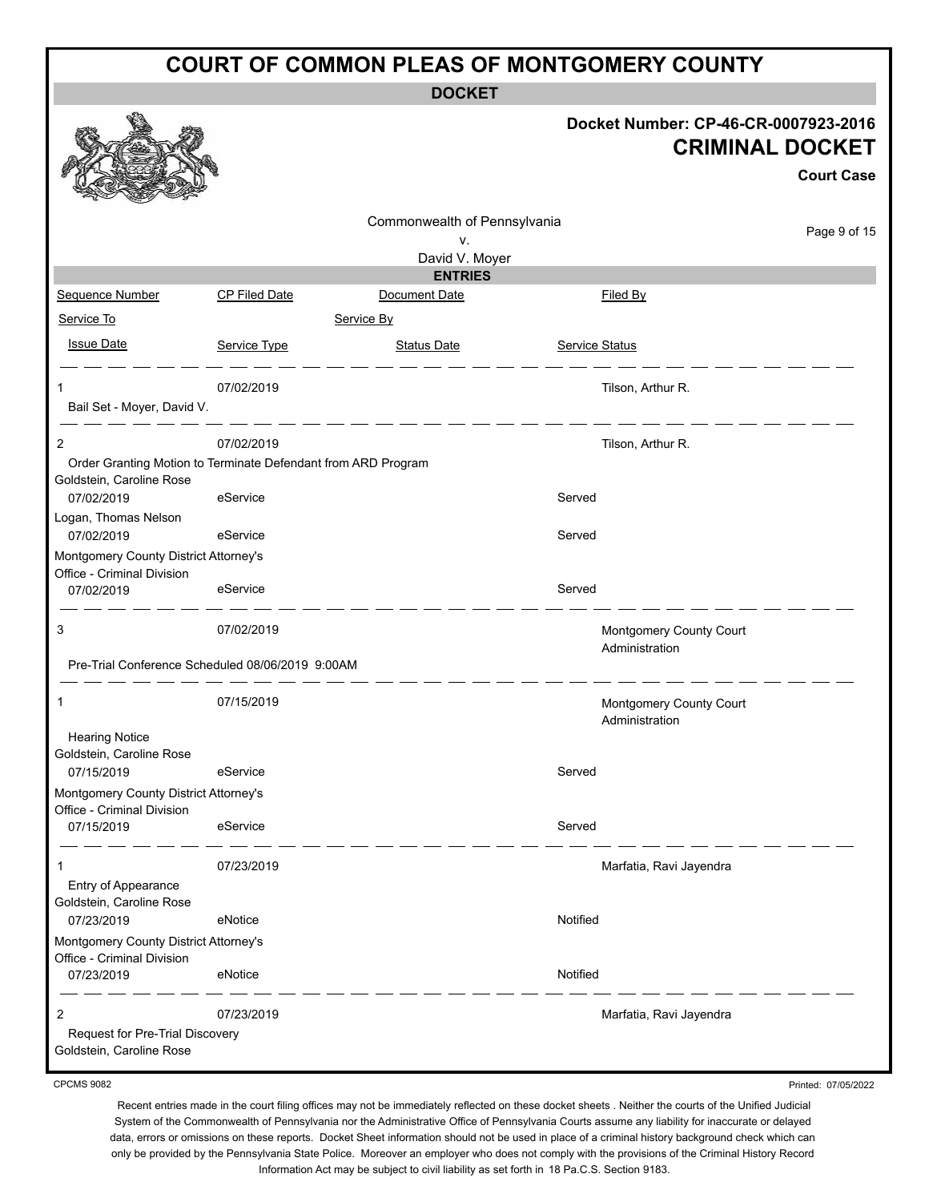# COURT OF COMMON PLEAS OF MONTGOMERY COUNTY

**DOCKET**

**Docket Number: CP-46-CR-0007923-2016**

**CRIMINAL DOCKET**

**Court Case**

Commonwealth of Pennsylvania
v.
David V. Moyer

## ENTRIES

| Sequence Number | CP Filed Date | Document Date | Filed By |
|---|---|---|---|
| Service To | | Service By | |
| Issue Date | Service Type | Status Date | Service Status |

---

**1** | 07/02/2019 | | Tilson, Arthur R.

Bail Set - Moyer, David V.

---

**2** | 07/02/2019 | | Tilson, Arthur R.

Order Granting Motion to Terminate Defendant from ARD Program

| Service To | Issue Date | Service Type | Service Status |
|---|---|---|---|
| Goldstein, Caroline Rose | 07/02/2019 | eService | Served |
| Logan, Thomas Nelson | 07/02/2019 | eService | Served |
| Montgomery County District Attorney's Office - Criminal Division | 07/02/2019 | eService | Served |

---

**3** | 07/02/2019 | | Montgomery County Court Administration

Pre-Trial Conference Scheduled 08/06/2019 9:00AM

---

**1** | 07/15/2019 | | Montgomery County Court Administration

Hearing Notice

| Service To | Issue Date | Service Type | Service Status |
|---|---|---|---|
| Goldstein, Caroline Rose | 07/15/2019 | eService | Served |
| Montgomery County District Attorney's Office - Criminal Division | 07/15/2019 | eService | Served |

---

**1** | 07/23/2019 | | Marfatia, Ravi Jayendra

Entry of Appearance

| Service To | Issue Date | Service Type | Service Status |
|---|---|---|---|
| Goldstein, Caroline Rose | 07/23/2019 | eNotice | Notified |
| Montgomery County District Attorney's Office - Criminal Division | 07/23/2019 | eNotice | Notified |

---

**2** | 07/23/2019 | | Marfatia, Ravi Jayendra

Request for Pre-Trial Discovery

Goldstein, Caroline Rose

CPCMS 9082

Printed: 07/05/2022

Recent entries made in the court filing offices may not be immediately reflected on these docket sheets . Neither the courts of the Unified Judicial System of the Commonwealth of Pennsylvania nor the Administrative Office of Pennsylvania Courts assume any liability for inaccurate or delayed data, errors or omissions on these reports. Docket Sheet information should not be used in place of a criminal history background check which can only be provided by the Pennsylvania State Police. Moreover an employer who does not comply with the provisions of the Criminal History Record Information Act may be subject to civil liability as set forth in 18 Pa.C.S. Section 9183.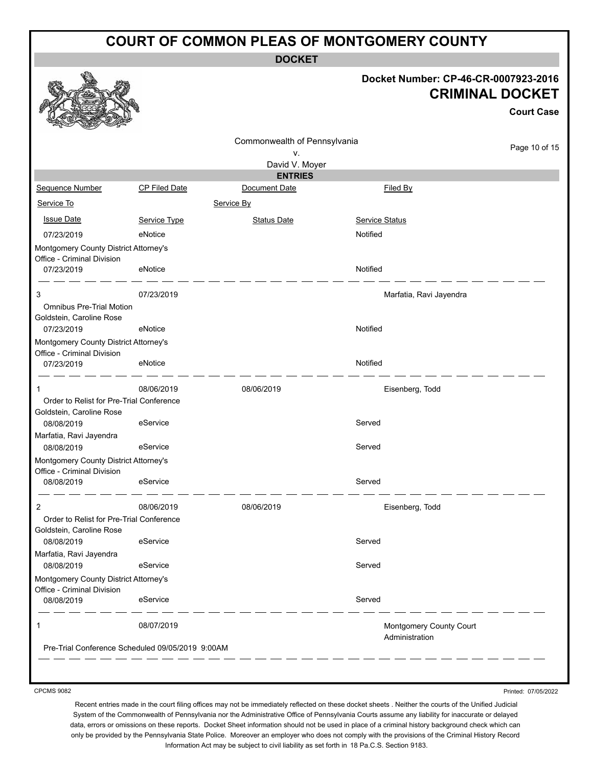# COURT OF COMMON PLEAS OF MONTGOMERY COUNTY

**DOCKET**

**Docket Number: CP-46-CR-0007923-2016**

**CRIMINAL DOCKET**

**Court Case**

Commonwealth of Pennsylvania
v.
David V. Moyer

**ENTRIES**

| Sequence Number | CP Filed Date | Document Date | Filed By |
|---|---|---|---|
| Service To | | Service By | |
| Issue Date | Service Type | Status Date | Service Status |
| 07/23/2019 | eNotice | | Notified |
| Montgomery County District Attorney's Office - Criminal Division | | | |
| 07/23/2019 | eNotice | | Notified |
| 3 | 07/23/2019 | | Marfatia, Ravi Jayendra |
| Omnibus Pre-Trial Motion | | | |
| Goldstein, Caroline Rose | | | |
| 07/23/2019 | eNotice | | Notified |
| Montgomery County District Attorney's Office - Criminal Division | | | |
| 07/23/2019 | eNotice | | Notified |
| 1 | 08/06/2019 | 08/06/2019 | Eisenberg, Todd |
| Order to Relist for Pre-Trial Conference | | | |
| Goldstein, Caroline Rose | | | |
| 08/08/2019 | eService | | Served |
| Marfatia, Ravi Jayendra | | | |
| 08/08/2019 | eService | | Served |
| Montgomery County District Attorney's Office - Criminal Division | | | |
| 08/08/2019 | eService | | Served |
| 2 | 08/06/2019 | 08/06/2019 | Eisenberg, Todd |
| Order to Relist for Pre-Trial Conference | | | |
| Goldstein, Caroline Rose | | | |
| 08/08/2019 | eService | | Served |
| Marfatia, Ravi Jayendra | | | |
| 08/08/2019 | eService | | Served |
| Montgomery County District Attorney's Office - Criminal Division | | | |
| 08/08/2019 | eService | | Served |
| 1 | 08/07/2019 | | Montgomery County Court Administration |
| Pre-Trial Conference Scheduled 09/05/2019 9:00AM | | | |

CPCMS 9082

Printed: 07/05/2022

Recent entries made in the court filing offices may not be immediately reflected on these docket sheets . Neither the courts of the Unified Judicial System of the Commonwealth of Pennsylvania nor the Administrative Office of Pennsylvania Courts assume any liability for inaccurate or delayed data, errors or omissions on these reports. Docket Sheet information should not be used in place of a criminal history background check which can only be provided by the Pennsylvania State Police. Moreover an employer who does not comply with the provisions of the Criminal History Record Information Act may be subject to civil liability as set forth in 18 Pa.C.S. Section 9183.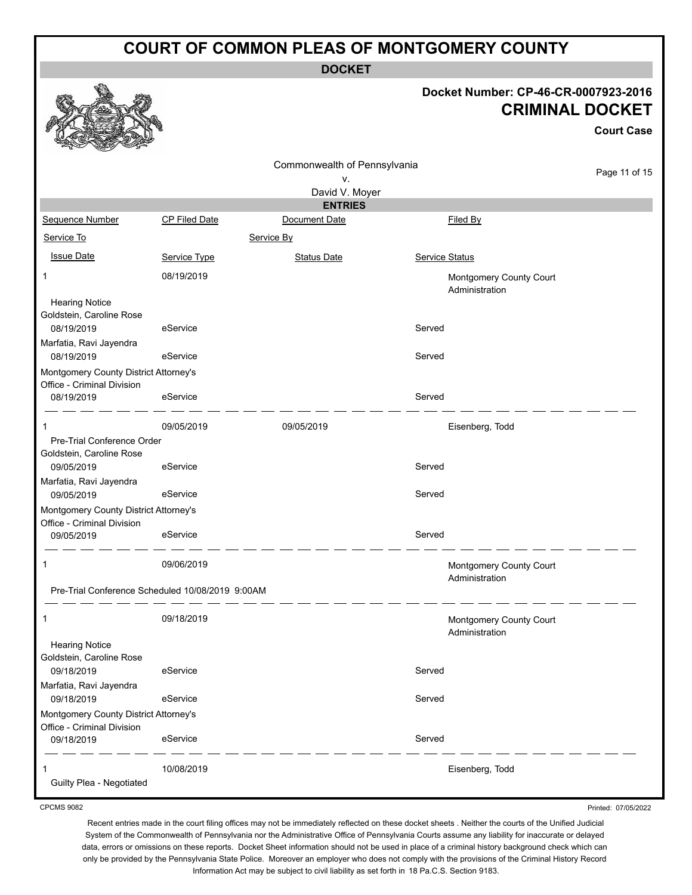# COURT OF COMMON PLEAS OF MONTGOMERY COUNTY

**DOCKET**

**Docket Number: CP-46-CR-0007923-2016**

**CRIMINAL DOCKET**

**Court Case**

Commonwealth of Pennsylvania
v.
David V. Moyer

**ENTRIES**

| Sequence Number | CP Filed Date | Document Date | Filed By |
|---|---|---|---|
| Service To | | Service By | |
| Issue Date | Service Type | Status Date | Service Status |
| 1 | 08/19/2019 | | Montgomery County Court Administration |
| Hearing Notice | | | |
| Goldstein, Caroline Rose | | | |
| 08/19/2019 | eService | | Served |
| Marfatia, Ravi Jayendra | | | |
| 08/19/2019 | eService | | Served |
| Montgomery County District Attorney's Office - Criminal Division | | | |
| 08/19/2019 | eService | | Served |
| 1 | 09/05/2019 | 09/05/2019 | Eisenberg, Todd |
| Pre-Trial Conference Order | | | |
| Goldstein, Caroline Rose | | | |
| 09/05/2019 | eService | | Served |
| Marfatia, Ravi Jayendra | | | |
| 09/05/2019 | eService | | Served |
| Montgomery County District Attorney's Office - Criminal Division | | | |
| 09/05/2019 | eService | | Served |
| 1 | 09/06/2019 | | Montgomery County Court Administration |
| Pre-Trial Conference Scheduled 10/08/2019 9:00AM | | | |
| 1 | 09/18/2019 | | Montgomery County Court Administration |
| Hearing Notice | | | |
| Goldstein, Caroline Rose | | | |
| 09/18/2019 | eService | | Served |
| Marfatia, Ravi Jayendra | | | |
| 09/18/2019 | eService | | Served |
| Montgomery County District Attorney's Office - Criminal Division | | | |
| 09/18/2019 | eService | | Served |
| 1 | 10/08/2019 | | Eisenberg, Todd |
| Guilty Plea - Negotiated | | | |

CPCMS 9082

Printed: 07/05/2022

Recent entries made in the court filing offices may not be immediately reflected on these docket sheets . Neither the courts of the Unified Judicial System of the Commonwealth of Pennsylvania nor the Administrative Office of Pennsylvania Courts assume any liability for inaccurate or delayed data, errors or omissions on these reports. Docket Sheet information should not be used in place of a criminal history background check which can only be provided by the Pennsylvania State Police. Moreover an employer who does not comply with the provisions of the Criminal History Record Information Act may be subject to civil liability as set forth in 18 Pa.C.S. Section 9183.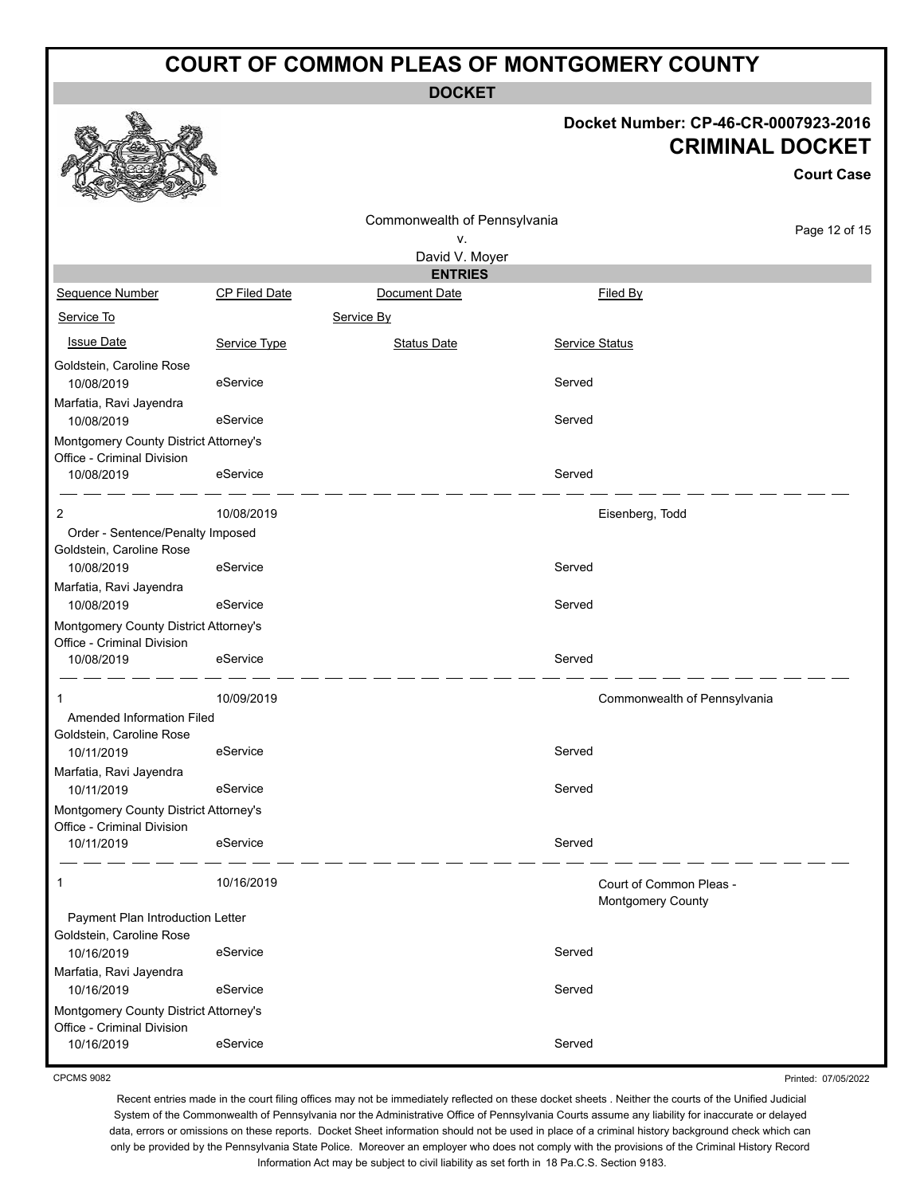# COURT OF COMMON PLEAS OF MONTGOMERY COUNTY

**DOCKET**

**Docket Number: CP-46-CR-0007923-2016**

**CRIMINAL DOCKET**

**Court Case**

Commonwealth of Pennsylvania
v.
David V. Moyer

**ENTRIES**

| Sequence Number | CP Filed Date | Document Date | Filed By |
|---|---|---|---|
| Service To | | Service By | |
| Issue Date | Service Type | Status Date | Service Status |
| Goldstein, Caroline Rose | | | |
| 10/08/2019 | eService | | Served |
| Marfatia, Ravi Jayendra | | | |
| 10/08/2019 | eService | | Served |
| Montgomery County District Attorney's Office - Criminal Division | | | |
| 10/08/2019 | eService | | Served |
| 2 | 10/08/2019 | | Eisenberg, Todd |
| Order - Sentence/Penalty Imposed | | | |
| Goldstein, Caroline Rose | | | |
| 10/08/2019 | eService | | Served |
| Marfatia, Ravi Jayendra | | | |
| 10/08/2019 | eService | | Served |
| Montgomery County District Attorney's Office - Criminal Division | | | |
| 10/08/2019 | eService | | Served |
| 1 | 10/09/2019 | | Commonwealth of Pennsylvania |
| Amended Information Filed | | | |
| Goldstein, Caroline Rose | | | |
| 10/11/2019 | eService | | Served |
| Marfatia, Ravi Jayendra | | | |
| 10/11/2019 | eService | | Served |
| Montgomery County District Attorney's Office - Criminal Division | | | |
| 10/11/2019 | eService | | Served |
| 1 | 10/16/2019 | | Court of Common Pleas - Montgomery County |
| Payment Plan Introduction Letter | | | |
| Goldstein, Caroline Rose | | | |
| 10/16/2019 | eService | | Served |
| Marfatia, Ravi Jayendra | | | |
| 10/16/2019 | eService | | Served |
| Montgomery County District Attorney's Office - Criminal Division | | | |
| 10/16/2019 | eService | | Served |

CPCMS 9082

Printed: 07/05/2022

Recent entries made in the court filing offices may not be immediately reflected on these docket sheets . Neither the courts of the Unified Judicial System of the Commonwealth of Pennsylvania nor the Administrative Office of Pennsylvania Courts assume any liability for inaccurate or delayed data, errors or omissions on these reports. Docket Sheet information should not be used in place of a criminal history background check which can only be provided by the Pennsylvania State Police. Moreover an employer who does not comply with the provisions of the Criminal History Record Information Act may be subject to civil liability as set forth in 18 Pa.C.S. Section 9183.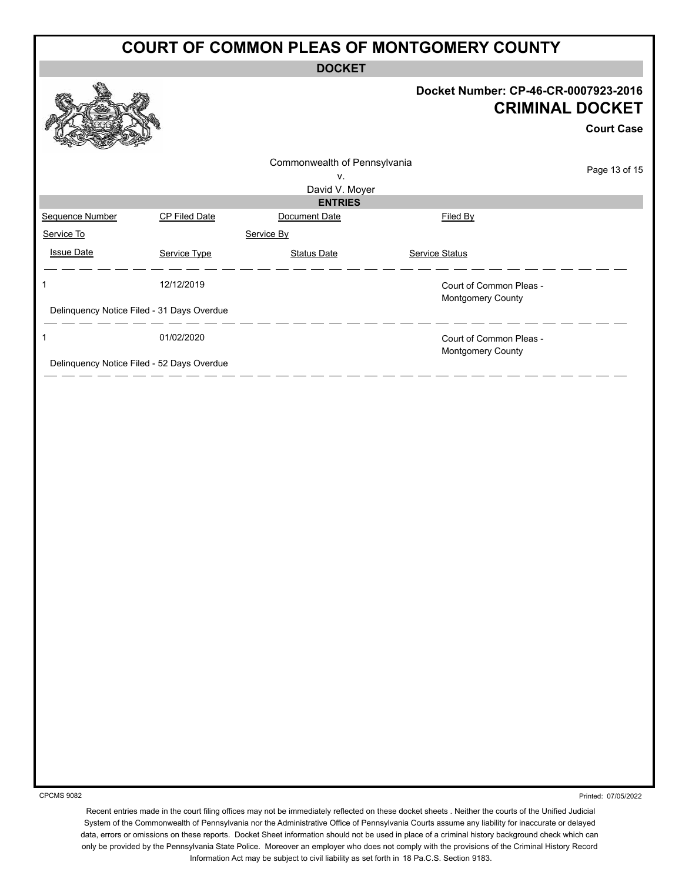# COURT OF COMMON PLEAS OF MONTGOMERY COUNTY

**DOCKET**

**Docket Number: CP-46-CR-0007923-2016**

**CRIMINAL DOCKET**

**Court Case**

Commonwealth of Pennsylvania
v.
David V. Moyer

**ENTRIES**

| Sequence Number | CP Filed Date | Document Date | Filed By |
|---|---|---|---|
| Service To | | Service By | |
| Issue Date | Service Type | Status Date | Service Status |
| 1 | 12/12/2019 | | Court of Common Pleas - Montgomery County |
| Delinquency Notice Filed - 31 Days Overdue | | | |
| 1 | 01/02/2020 | | Court of Common Pleas - Montgomery County |
| Delinquency Notice Filed - 52 Days Overdue | | | |

CPCMS 9082

Printed: 07/05/2022

Recent entries made in the court filing offices may not be immediately reflected on these docket sheets . Neither the courts of the Unified Judicial System of the Commonwealth of Pennsylvania nor the Administrative Office of Pennsylvania Courts assume any liability for inaccurate or delayed data, errors or omissions on these reports. Docket Sheet information should not be used in place of a criminal history background check which can only be provided by the Pennsylvania State Police. Moreover an employer who does not comply with the provisions of the Criminal History Record Information Act may be subject to civil liability as set forth in 18 Pa.C.S. Section 9183.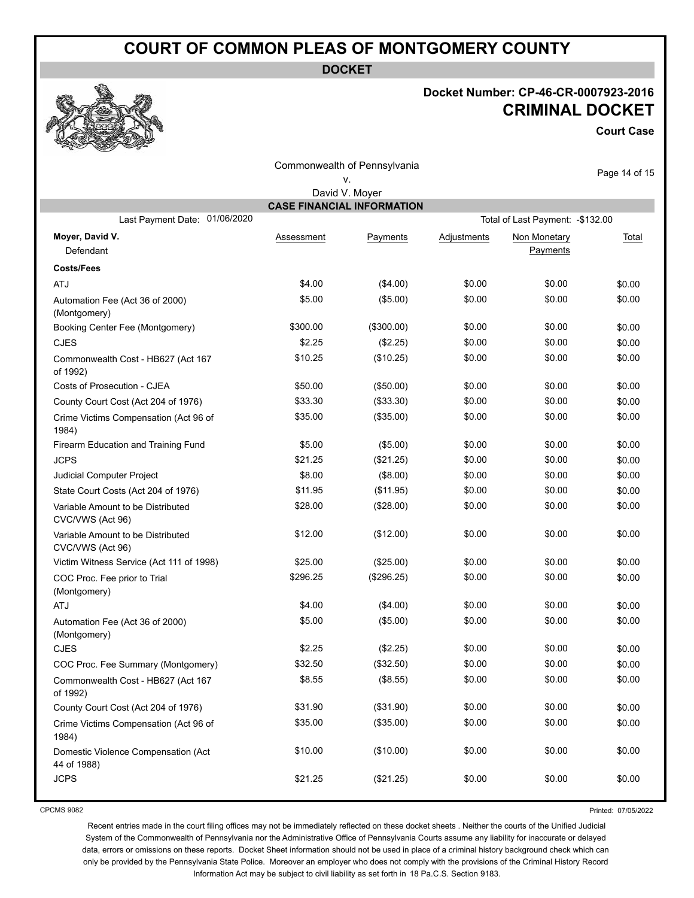# COURT OF COMMON PLEAS OF MONTGOMERY COUNTY

**DOCKET**

**Docket Number: CP-46-CR-0007923-2016**

**CRIMINAL DOCKET**

**Court Case**

Commonwealth of Pennsylvania
v.
David V. Moyer

## CASE FINANCIAL INFORMATION

Last Payment Date: 01/06/2020 Total of Last Payment: -$132.00

| **Moyer, David V.** Defendant | Assessment | Payments | Adjustments | Non Monetary Payments | Total |
|---|---|---|---|---|---|
| **Costs/Fees** | | | | | |
| ATJ | $4.00 | ($4.00) | $0.00 | $0.00 | $0.00 |
| Automation Fee (Act 36 of 2000) (Montgomery) | $5.00 | ($5.00) | $0.00 | $0.00 | $0.00 |
| Booking Center Fee (Montgomery) | $300.00 | ($300.00) | $0.00 | $0.00 | $0.00 |
| CJES | $2.25 | ($2.25) | $0.00 | $0.00 | $0.00 |
| Commonwealth Cost - HB627 (Act 167 of 1992) | $10.25 | ($10.25) | $0.00 | $0.00 | $0.00 |
| Costs of Prosecution - CJEA | $50.00 | ($50.00) | $0.00 | $0.00 | $0.00 |
| County Court Cost (Act 204 of 1976) | $33.30 | ($33.30) | $0.00 | $0.00 | $0.00 |
| Crime Victims Compensation (Act 96 of 1984) | $35.00 | ($35.00) | $0.00 | $0.00 | $0.00 |
| Firearm Education and Training Fund | $5.00 | ($5.00) | $0.00 | $0.00 | $0.00 |
| JCPS | $21.25 | ($21.25) | $0.00 | $0.00 | $0.00 |
| Judicial Computer Project | $8.00 | ($8.00) | $0.00 | $0.00 | $0.00 |
| State Court Costs (Act 204 of 1976) | $11.95 | ($11.95) | $0.00 | $0.00 | $0.00 |
| Variable Amount to be Distributed CVC/VWS (Act 96) | $28.00 | ($28.00) | $0.00 | $0.00 | $0.00 |
| Variable Amount to be Distributed CVC/VWS (Act 96) | $12.00 | ($12.00) | $0.00 | $0.00 | $0.00 |
| Victim Witness Service (Act 111 of 1998) | $25.00 | ($25.00) | $0.00 | $0.00 | $0.00 |
| COC Proc. Fee prior to Trial (Montgomery) | $296.25 | ($296.25) | $0.00 | $0.00 | $0.00 |
| ATJ | $4.00 | ($4.00) | $0.00 | $0.00 | $0.00 |
| Automation Fee (Act 36 of 2000) (Montgomery) | $5.00 | ($5.00) | $0.00 | $0.00 | $0.00 |
| CJES | $2.25 | ($2.25) | $0.00 | $0.00 | $0.00 |
| COC Proc. Fee Summary (Montgomery) | $32.50 | ($32.50) | $0.00 | $0.00 | $0.00 |
| Commonwealth Cost - HB627 (Act 167 of 1992) | $8.55 | ($8.55) | $0.00 | $0.00 | $0.00 |
| County Court Cost (Act 204 of 1976) | $31.90 | ($31.90) | $0.00 | $0.00 | $0.00 |
| Crime Victims Compensation (Act 96 of 1984) | $35.00 | ($35.00) | $0.00 | $0.00 | $0.00 |
| Domestic Violence Compensation (Act 44 of 1988) | $10.00 | ($10.00) | $0.00 | $0.00 | $0.00 |
| JCPS | $21.25 | ($21.25) | $0.00 | $0.00 | $0.00 |

CPCMS 9082 Printed: 07/05/2022

Recent entries made in the court filing offices may not be immediately reflected on these docket sheets . Neither the courts of the Unified Judicial System of the Commonwealth of Pennsylvania nor the Administrative Office of Pennsylvania Courts assume any liability for inaccurate or delayed data, errors or omissions on these reports. Docket Sheet information should not be used in place of a criminal history background check which can only be provided by the Pennsylvania State Police. Moreover an employer who does not comply with the provisions of the Criminal History Record Information Act may be subject to civil liability as set forth in 18 Pa.C.S. Section 9183.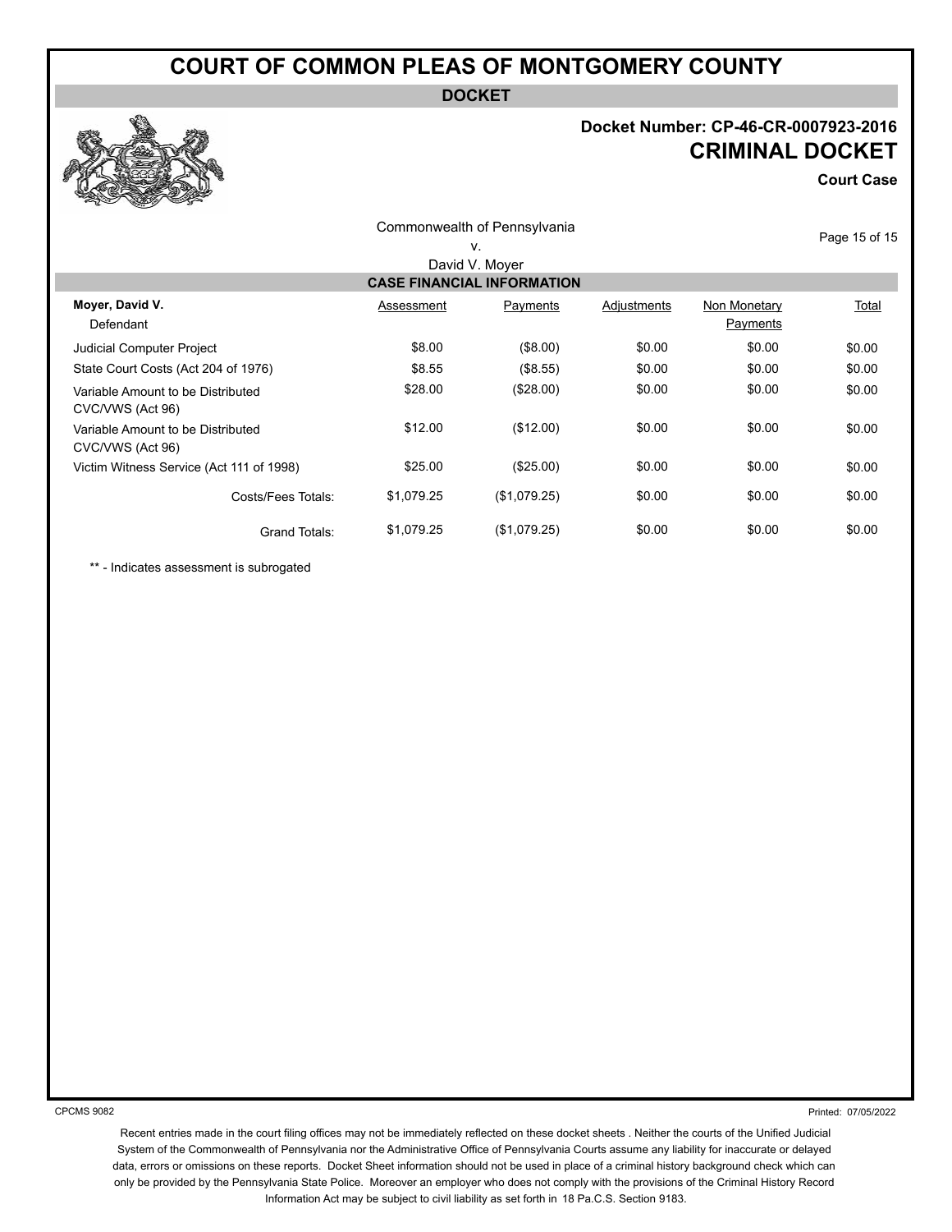# COURT OF COMMON PLEAS OF MONTGOMERY COUNTY

**DOCKET**

**Docket Number: CP-46-CR-0007923-2016**

## CRIMINAL DOCKET

**Court Case**

Commonwealth of Pennsylvania
v.
David V. Moyer

### CASE FINANCIAL INFORMATION

| **Moyer, David V.** Defendant | Assessment | Payments | Adjustments | Non Monetary Payments | Total |
|---|---|---|---|---|---|
| Judicial Computer Project | $8.00 | ($8.00) | $0.00 | $0.00 | $0.00 |
| State Court Costs (Act 204 of 1976) | $8.55 | ($8.55) | $0.00 | $0.00 | $0.00 |
| Variable Amount to be Distributed CVC/VWS (Act 96) | $28.00 | ($28.00) | $0.00 | $0.00 | $0.00 |
| Variable Amount to be Distributed CVC/VWS (Act 96) | $12.00 | ($12.00) | $0.00 | $0.00 | $0.00 |
| Victim Witness Service (Act 111 of 1998) | $25.00 | ($25.00) | $0.00 | $0.00 | $0.00 |
| Costs/Fees Totals: | $1,079.25 | ($1,079.25) | $0.00 | $0.00 | $0.00 |
| Grand Totals: | $1,079.25 | ($1,079.25) | $0.00 | $0.00 | $0.00 |

** - Indicates assessment is subrogated

CPCMS 9082

Printed: 07/05/2022

Recent entries made in the court filing offices may not be immediately reflected on these docket sheets . Neither the courts of the Unified Judicial System of the Commonwealth of Pennsylvania nor the Administrative Office of Pennsylvania Courts assume any liability for inaccurate or delayed data, errors or omissions on these reports. Docket Sheet information should not be used in place of a criminal history background check which can only be provided by the Pennsylvania State Police. Moreover an employer who does not comply with the provisions of the Criminal History Record Information Act may be subject to civil liability as set forth in 18 Pa.C.S. Section 9183.